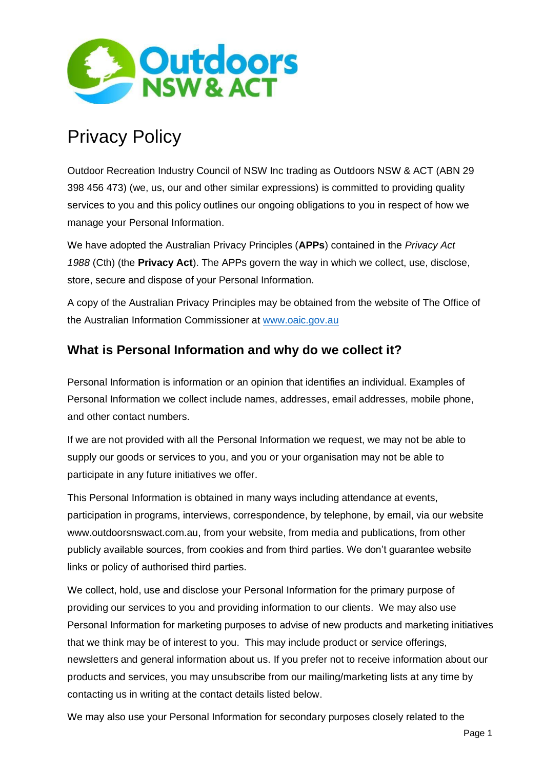# Privacy Policy

Outdoor Recreation Industry Council of NSW Inc trading as Outdoors NSW & ACT (ABN 29 398 456 473) (we, us, our and other similar expressions) is committed to providing quality services to you and this policy outlines our ongoing obligations to you in respect of how we manage your Personal Information.

We have adopted the Australian Privacy Principles (**APPs**) contained in the *Privacy Act 1988* (Cth) (the **Privacy Act**). The APPs govern the way in which we collect, use, disclose, store, secure and dispose of your Personal Information.

A copy of the Australian Privacy Principles may be obtained from the website of The Office of the Australian Information Commissioner at [www.oaic.gov.au](http://www.oaic.gov.au)

## What is Personal Information and why do we collect it?

Personal Information is information or an opinion that identifies an individual. Examples of Personal Information we collect include names, addresses, email addresses, mobile phone, and other contact numbers.

If we are not provided with all the Personal Information we request, we may not be able to supply our goods or services to you, and you or your organisation may not be able to participate in any future initiatives we offer.

This Personal Information is obtained in many ways including attendance at events, participation in programs, interviews, correspondence, by telephone, by email, via our website www.outdoorsnswact.com.au, from your website, from media and publications, from other publicly available sources, from cookies and from third parties. We don't guarantee website links or policy of authorised third parties.

We collect, hold, use and disclose your Personal Information for the primary purpose of providing our services to you and providing information to our clients. We may also use Personal Information for marketing purposes to advise of new products and marketing initiatives that we think may be of interest to you. This may include product or service offerings, newsletters and general information about us. If you prefer not to receive information about our products and services, you may unsubscribe from our mailing/marketing lists at any time by contacting us in writing at the contact details listed below.

We may also use your Personal Information for secondary purposes closely related to the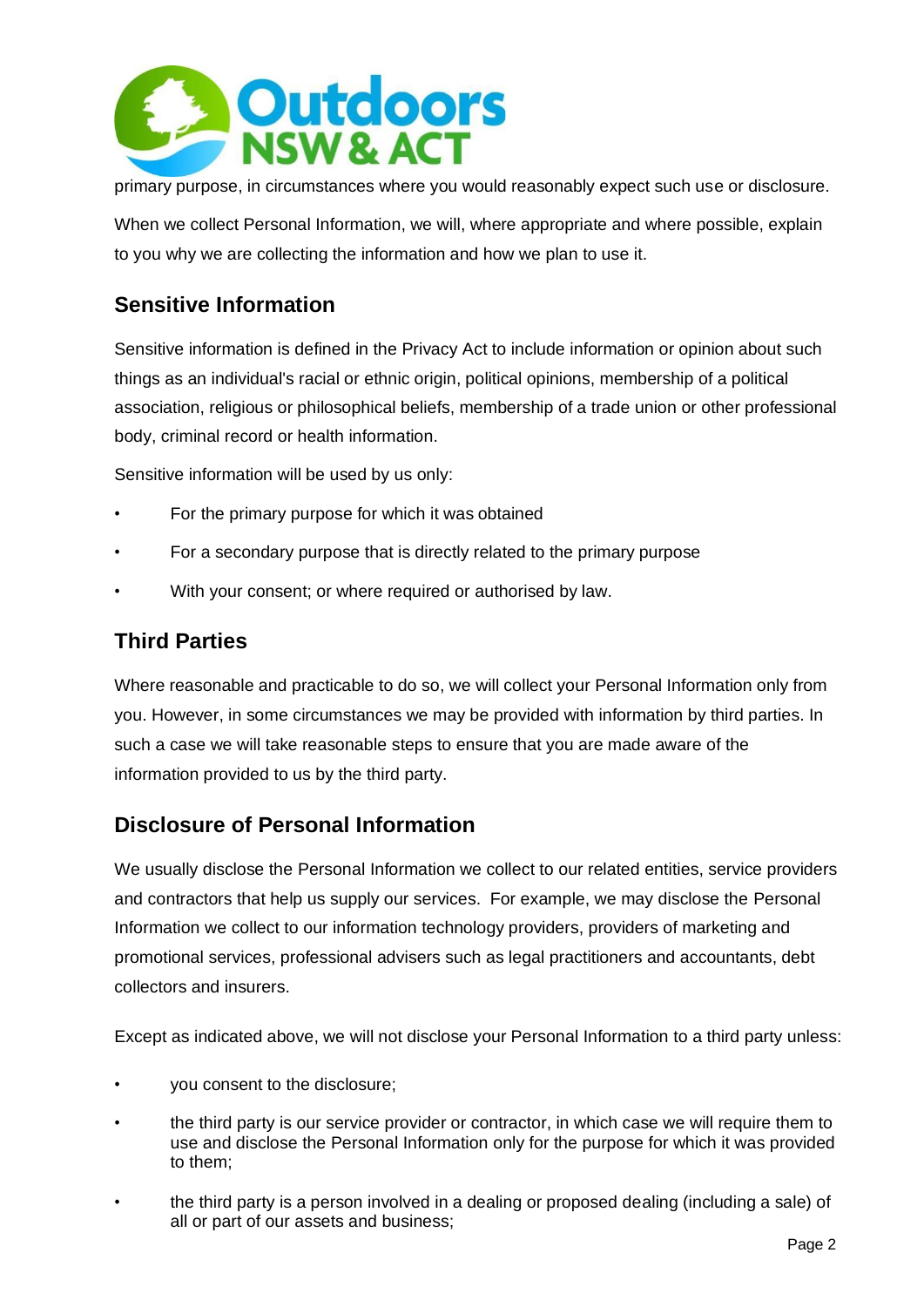primary purpose, in circumstances where you would reasonably expect such use or disclosure.

When we collect Personal Information, we will, where appropriate and where possible, explain to you why we are collecting the information and how we plan to use it.

## Sensitive Information

Sensitive information is defined in the Privacy Act to include information or opinion about such things as an individual's racial or ethnic origin, political opinions, membership of a political association, religious or philosophical beliefs, membership of a trade union or other professional body, criminal record or health information.

Sensitive information will be used by us only:

- For the primary purpose for which it was obtained
- For a secondary purpose that is directly related to the primary purpose
- With your consent; or where required or authorised by law.

## Third Parties

Where reasonable and practicable to do so, we will collect your Personal Information only from you. However, in some circumstances we may be provided with information by third parties. In such a case we will take reasonable steps to ensure that you are made aware of the information provided to us by the third party.

## Disclosure of Personal Information

We usually disclose the Personal Information we collect to our related entities, service providers and contractors that help us supply our services. For example, we may disclose the Personal Information we collect to our information technology providers, providers of marketing and promotional services, professional advisers such as legal practitioners and accountants, debt collectors and insurers.

Except as indicated above, we will not disclose your Personal Information to a third party unless:

- you consent to the disclosure;
- the third party is our service provider or contractor, in which case we will require them to use and disclose the Personal Information only for the purpose for which it was provided to them;
- the third party is a person involved in a dealing or proposed dealing (including a sale) of all or part of our assets and business;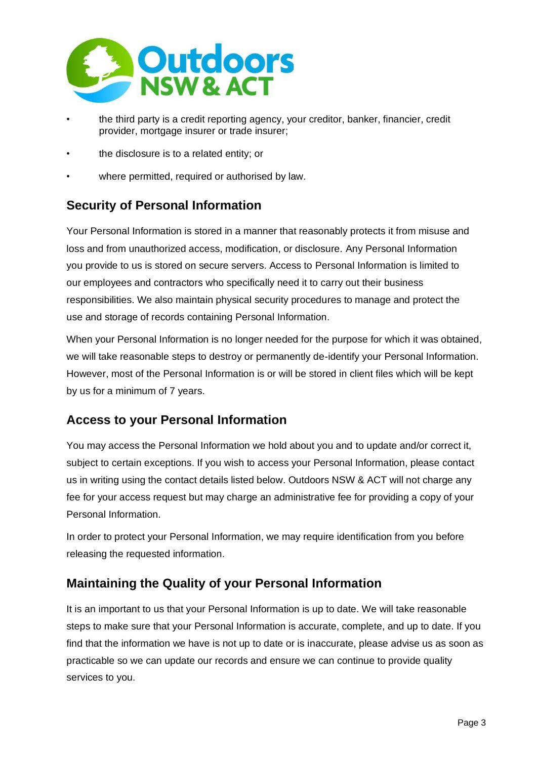- the third party is a credit reporting agency, your creditor, banker, financier, credit provider, mortgage insurer or trade insurer;
- the disclosure is to a related entity; or
- where permitted, required or authorised by law.

## Security of Personal Information

Your Personal Information is stored in a manner that reasonably protects it from misuse and loss and from unauthorized access, modification, or disclosure. Any Personal Information you provide to us is stored on secure servers. Access to Personal Information is limited to our employees and contractors who specifically need it to carry out their business responsibilities. We also maintain physical security procedures to manage and protect the use and storage of records containing Personal Information.

When your Personal Information is no longer needed for the purpose for which it was obtained, we will take reasonable steps to destroy or permanently de-identify your Personal Information. However, most of the Personal Information is or will be stored in client files which will be kept by us for a minimum of 7 years.

## Access to your Personal Information

You may access the Personal Information we hold about you and to update and/or correct it, subject to certain exceptions. If you wish to access your Personal Information, please contact us in writing using the contact details listed below. Outdoors NSW & ACT will not charge any fee for your access request but may charge an administrative fee for providing a copy of your Personal Information.

In order to protect your Personal Information, we may require identification from you before releasing the requested information.

## Maintaining the Quality of your Personal Information

It is an important to us that your Personal Information is up to date. We will take reasonable steps to make sure that your Personal Information is accurate, complete, and up to date. If you find that the information we have is not up to date or is inaccurate, please advise us as soon as practicable so we can update our records and ensure we can continue to provide quality services to you.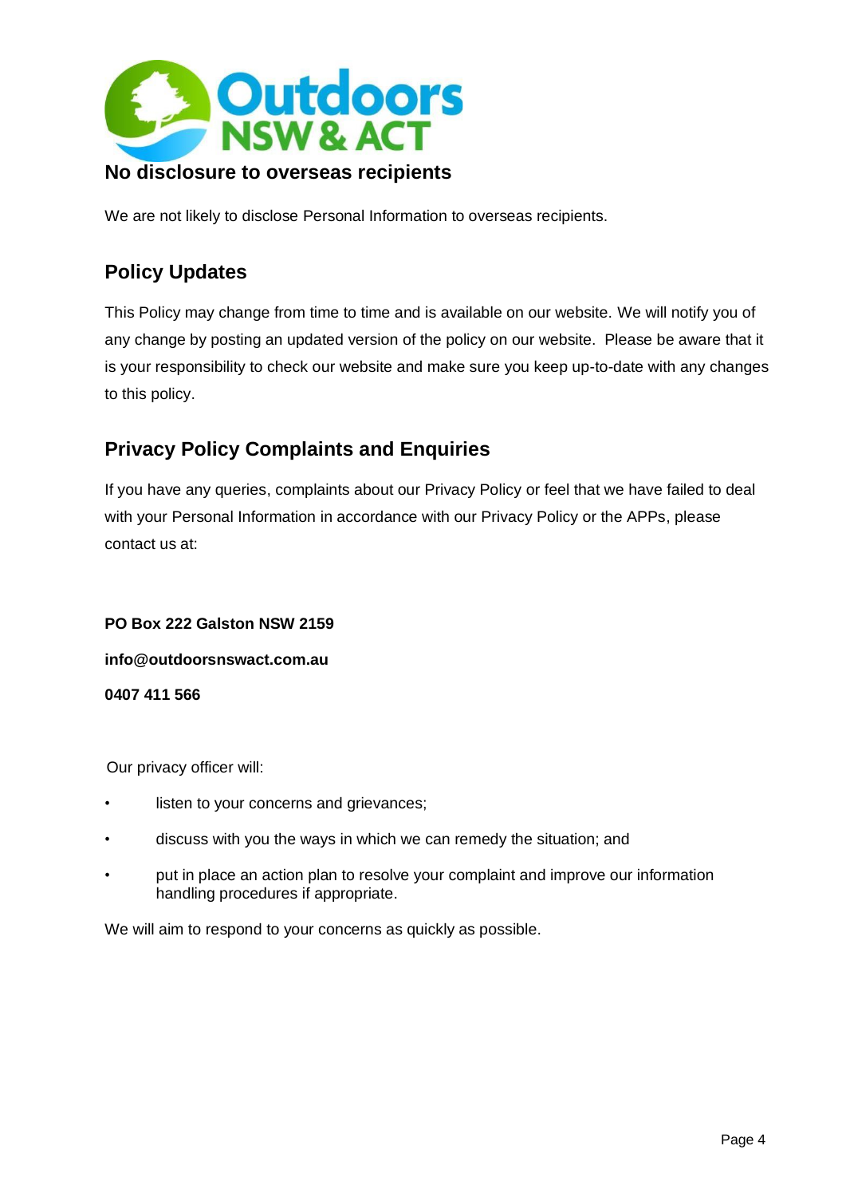## No disclosure to overseas recipients

We are not likely to disclose Personal Information to overseas recipients.

## Policy Updates

This Policy may change from time to time and is available on our website. We will notify you of any change by posting an updated version of the policy on our website. Please be aware that it is your responsibility to check our website and make sure you keep up-to-date with any changes to this policy.

## Privacy Policy Complaints and Enquiries

If you have any queries, complaints about our Privacy Policy or feel that we have failed to deal with your Personal Information in accordance with our Privacy Policy or the APPs, please contact us at:

**PO Box 222 Galston NSW 2159**

**info@outdoorsnswact.com.au**

**0407 411 566**

Our privacy officer will:

- listen to your concerns and grievances;
- discuss with you the ways in which we can remedy the situation; and
- put in place an action plan to resolve your complaint and improve our information handling procedures if appropriate.

We will aim to respond to your concerns as quickly as possible.